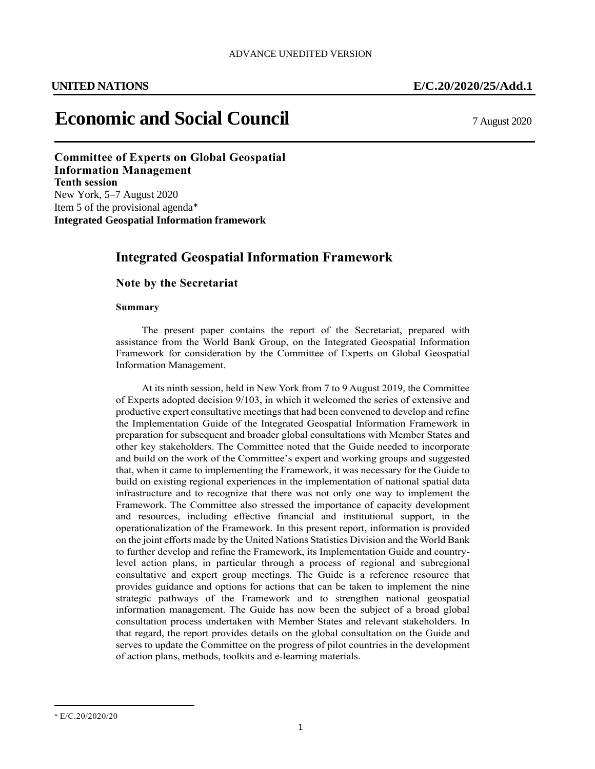ADVANCE UNEDITED VERSION

**UNITED NATIONS** **E/C.20/2020/25/Add.1**

# Economic and Social Council

7 August 2020

**Committee of Experts on Global Geospatial Information Management**
**Tenth session**
New York, 5–7 August 2020
Item 5 of the provisional agenda*
**Integrated Geospatial Information framework**

## Integrated Geospatial Information Framework

### Note by the Secretariat

**Summary**

The present paper contains the report of the Secretariat, prepared with assistance from the World Bank Group, on the Integrated Geospatial Information Framework for consideration by the Committee of Experts on Global Geospatial Information Management.

At its ninth session, held in New York from 7 to 9 August 2019, the Committee of Experts adopted decision 9/103, in which it welcomed the series of extensive and productive expert consultative meetings that had been convened to develop and refine the Implementation Guide of the Integrated Geospatial Information Framework in preparation for subsequent and broader global consultations with Member States and other key stakeholders. The Committee noted that the Guide needed to incorporate and build on the work of the Committee's expert and working groups and suggested that, when it came to implementing the Framework, it was necessary for the Guide to build on existing regional experiences in the implementation of national spatial data infrastructure and to recognize that there was not only one way to implement the Framework. The Committee also stressed the importance of capacity development and resources, including effective financial and institutional support, in the operationalization of the Framework. In this present report, information is provided on the joint efforts made by the United Nations Statistics Division and the World Bank to further develop and refine the Framework, its Implementation Guide and country-level action plans, in particular through a process of regional and subregional consultative and expert group meetings. The Guide is a reference resource that provides guidance and options for actions that can be taken to implement the nine strategic pathways of the Framework and to strengthen national geospatial information management. The Guide has now been the subject of a broad global consultation process undertaken with Member States and relevant stakeholders. In that regard, the report provides details on the global consultation on the Guide and serves to update the Committee on the progress of pilot countries in the development of action plans, methods, toolkits and e-learning materials.

* E/C.20/2020/20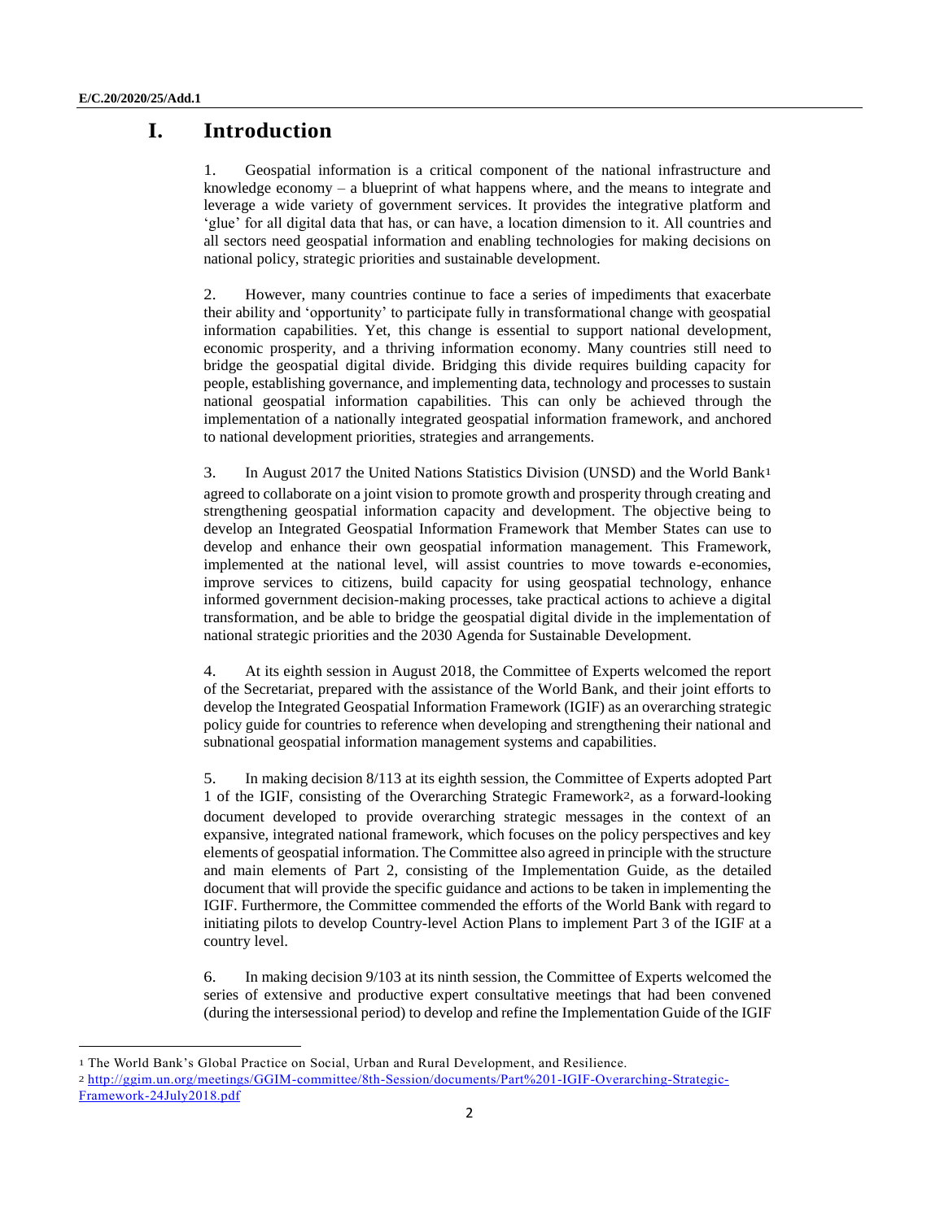# I. Introduction

1. Geospatial information is a critical component of the national infrastructure and knowledge economy – a blueprint of what happens where, and the means to integrate and leverage a wide variety of government services. It provides the integrative platform and 'glue' for all digital data that has, or can have, a location dimension to it. All countries and all sectors need geospatial information and enabling technologies for making decisions on national policy, strategic priorities and sustainable development.

2. However, many countries continue to face a series of impediments that exacerbate their ability and 'opportunity' to participate fully in transformational change with geospatial information capabilities. Yet, this change is essential to support national development, economic prosperity, and a thriving information economy. Many countries still need to bridge the geospatial digital divide. Bridging this divide requires building capacity for people, establishing governance, and implementing data, technology and processes to sustain national geospatial information capabilities. This can only be achieved through the implementation of a nationally integrated geospatial information framework, and anchored to national development priorities, strategies and arrangements.

3. In August 2017 the United Nations Statistics Division (UNSD) and the World Bank[1] agreed to collaborate on a joint vision to promote growth and prosperity through creating and strengthening geospatial information capacity and development. The objective being to develop an Integrated Geospatial Information Framework that Member States can use to develop and enhance their own geospatial information management. This Framework, implemented at the national level, will assist countries to move towards e-economies, improve services to citizens, build capacity for using geospatial technology, enhance informed government decision-making processes, take practical actions to achieve a digital transformation, and be able to bridge the geospatial digital divide in the implementation of national strategic priorities and the 2030 Agenda for Sustainable Development.

4. At its eighth session in August 2018, the Committee of Experts welcomed the report of the Secretariat, prepared with the assistance of the World Bank, and their joint efforts to develop the Integrated Geospatial Information Framework (IGIF) as an overarching strategic policy guide for countries to reference when developing and strengthening their national and subnational geospatial information management systems and capabilities.

5. In making decision 8/113 at its eighth session, the Committee of Experts adopted Part 1 of the IGIF, consisting of the Overarching Strategic Framework[2], as a forward-looking document developed to provide overarching strategic messages in the context of an expansive, integrated national framework, which focuses on the policy perspectives and key elements of geospatial information. The Committee also agreed in principle with the structure and main elements of Part 2, consisting of the Implementation Guide, as the detailed document that will provide the specific guidance and actions to be taken in implementing the IGIF. Furthermore, the Committee commended the efforts of the World Bank with regard to initiating pilots to develop Country-level Action Plans to implement Part 3 of the IGIF at a country level.

6. In making decision 9/103 at its ninth session, the Committee of Experts welcomed the series of extensive and productive expert consultative meetings that had been convened (during the intersessional period) to develop and refine the Implementation Guide of the IGIF

---

[1] The World Bank's Global Practice on Social, Urban and Rural Development, and Resilience.

[2] http://ggim.un.org/meetings/GGIM-committee/8th-Session/documents/Part%201-IGIF-Overarching-Strategic-Framework-24July2018.pdf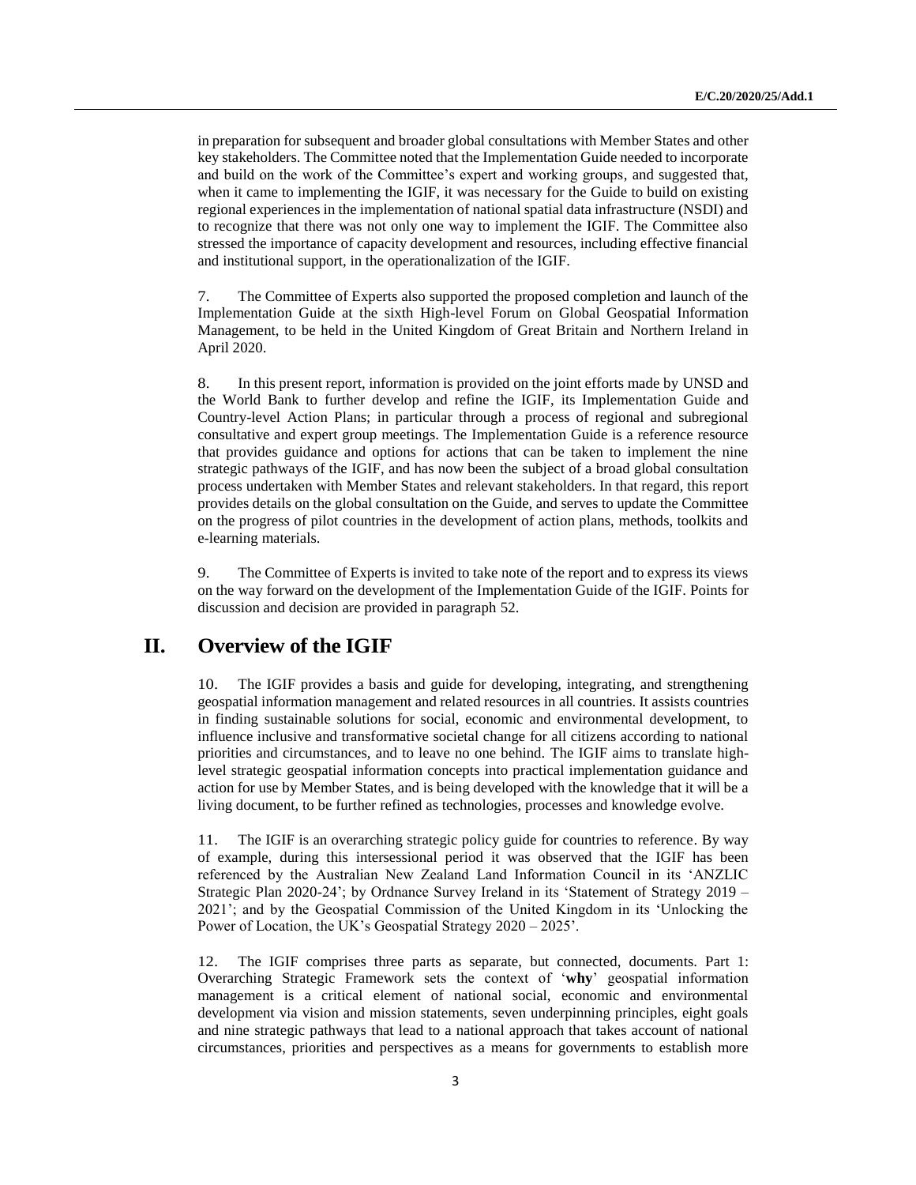in preparation for subsequent and broader global consultations with Member States and other key stakeholders. The Committee noted that the Implementation Guide needed to incorporate and build on the work of the Committee's expert and working groups, and suggested that, when it came to implementing the IGIF, it was necessary for the Guide to build on existing regional experiences in the implementation of national spatial data infrastructure (NSDI) and to recognize that there was not only one way to implement the IGIF. The Committee also stressed the importance of capacity development and resources, including effective financial and institutional support, in the operationalization of the IGIF.

7. The Committee of Experts also supported the proposed completion and launch of the Implementation Guide at the sixth High-level Forum on Global Geospatial Information Management, to be held in the United Kingdom of Great Britain and Northern Ireland in April 2020.

8. In this present report, information is provided on the joint efforts made by UNSD and the World Bank to further develop and refine the IGIF, its Implementation Guide and Country-level Action Plans; in particular through a process of regional and subregional consultative and expert group meetings. The Implementation Guide is a reference resource that provides guidance and options for actions that can be taken to implement the nine strategic pathways of the IGIF, and has now been the subject of a broad global consultation process undertaken with Member States and relevant stakeholders. In that regard, this report provides details on the global consultation on the Guide, and serves to update the Committee on the progress of pilot countries in the development of action plans, methods, toolkits and e-learning materials.

9. The Committee of Experts is invited to take note of the report and to express its views on the way forward on the development of the Implementation Guide of the IGIF. Points for discussion and decision are provided in paragraph 52.

## II. Overview of the IGIF

10. The IGIF provides a basis and guide for developing, integrating, and strengthening geospatial information management and related resources in all countries. It assists countries in finding sustainable solutions for social, economic and environmental development, to influence inclusive and transformative societal change for all citizens according to national priorities and circumstances, and to leave no one behind. The IGIF aims to translate high-level strategic geospatial information concepts into practical implementation guidance and action for use by Member States, and is being developed with the knowledge that it will be a living document, to be further refined as technologies, processes and knowledge evolve.

11. The IGIF is an overarching strategic policy guide for countries to reference. By way of example, during this intersessional period it was observed that the IGIF has been referenced by the Australian New Zealand Land Information Council in its 'ANZLIC Strategic Plan 2020-24'; by Ordnance Survey Ireland in its 'Statement of Strategy 2019 – 2021'; and by the Geospatial Commission of the United Kingdom in its 'Unlocking the Power of Location, the UK's Geospatial Strategy 2020 – 2025'.

12. The IGIF comprises three parts as separate, but connected, documents. Part 1: Overarching Strategic Framework sets the context of '**why**' geospatial information management is a critical element of national social, economic and environmental development via vision and mission statements, seven underpinning principles, eight goals and nine strategic pathways that lead to a national approach that takes account of national circumstances, priorities and perspectives as a means for governments to establish more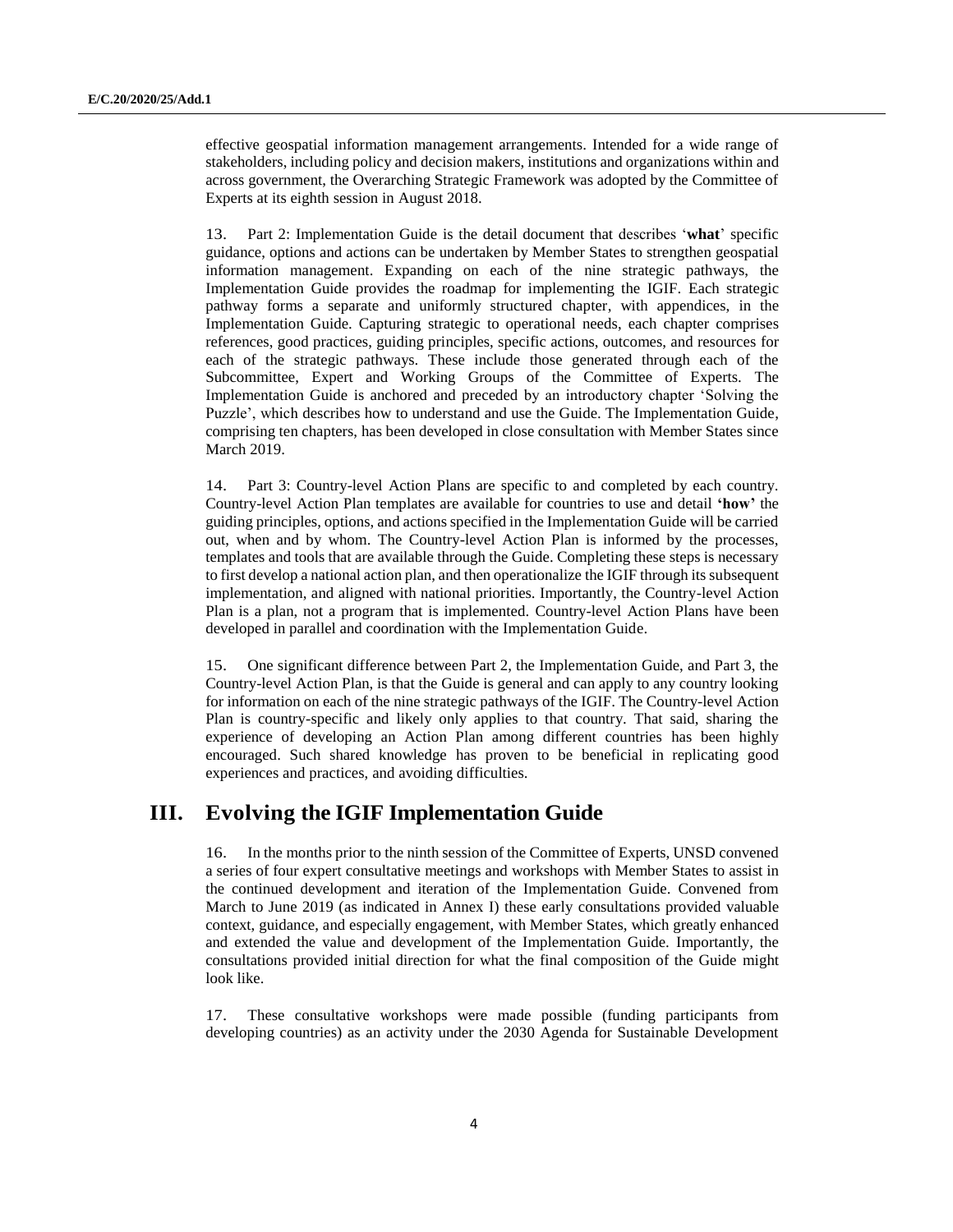effective geospatial information management arrangements. Intended for a wide range of stakeholders, including policy and decision makers, institutions and organizations within and across government, the Overarching Strategic Framework was adopted by the Committee of Experts at its eighth session in August 2018.

13. Part 2: Implementation Guide is the detail document that describes '**what**' specific guidance, options and actions can be undertaken by Member States to strengthen geospatial information management. Expanding on each of the nine strategic pathways, the Implementation Guide provides the roadmap for implementing the IGIF. Each strategic pathway forms a separate and uniformly structured chapter, with appendices, in the Implementation Guide. Capturing strategic to operational needs, each chapter comprises references, good practices, guiding principles, specific actions, outcomes, and resources for each of the strategic pathways. These include those generated through each of the Subcommittee, Expert and Working Groups of the Committee of Experts. The Implementation Guide is anchored and preceded by an introductory chapter 'Solving the Puzzle', which describes how to understand and use the Guide. The Implementation Guide, comprising ten chapters, has been developed in close consultation with Member States since March 2019.

14. Part 3: Country-level Action Plans are specific to and completed by each country. Country-level Action Plan templates are available for countries to use and detail **'how'** the guiding principles, options, and actions specified in the Implementation Guide will be carried out, when and by whom. The Country-level Action Plan is informed by the processes, templates and tools that are available through the Guide. Completing these steps is necessary to first develop a national action plan, and then operationalize the IGIF through its subsequent implementation, and aligned with national priorities. Importantly, the Country-level Action Plan is a plan, not a program that is implemented. Country-level Action Plans have been developed in parallel and coordination with the Implementation Guide.

15. One significant difference between Part 2, the Implementation Guide, and Part 3, the Country-level Action Plan, is that the Guide is general and can apply to any country looking for information on each of the nine strategic pathways of the IGIF. The Country-level Action Plan is country-specific and likely only applies to that country. That said, sharing the experience of developing an Action Plan among different countries has been highly encouraged. Such shared knowledge has proven to be beneficial in replicating good experiences and practices, and avoiding difficulties.

## III. Evolving the IGIF Implementation Guide

16. In the months prior to the ninth session of the Committee of Experts, UNSD convened a series of four expert consultative meetings and workshops with Member States to assist in the continued development and iteration of the Implementation Guide. Convened from March to June 2019 (as indicated in Annex I) these early consultations provided valuable context, guidance, and especially engagement, with Member States, which greatly enhanced and extended the value and development of the Implementation Guide. Importantly, the consultations provided initial direction for what the final composition of the Guide might look like.

17. These consultative workshops were made possible (funding participants from developing countries) as an activity under the 2030 Agenda for Sustainable Development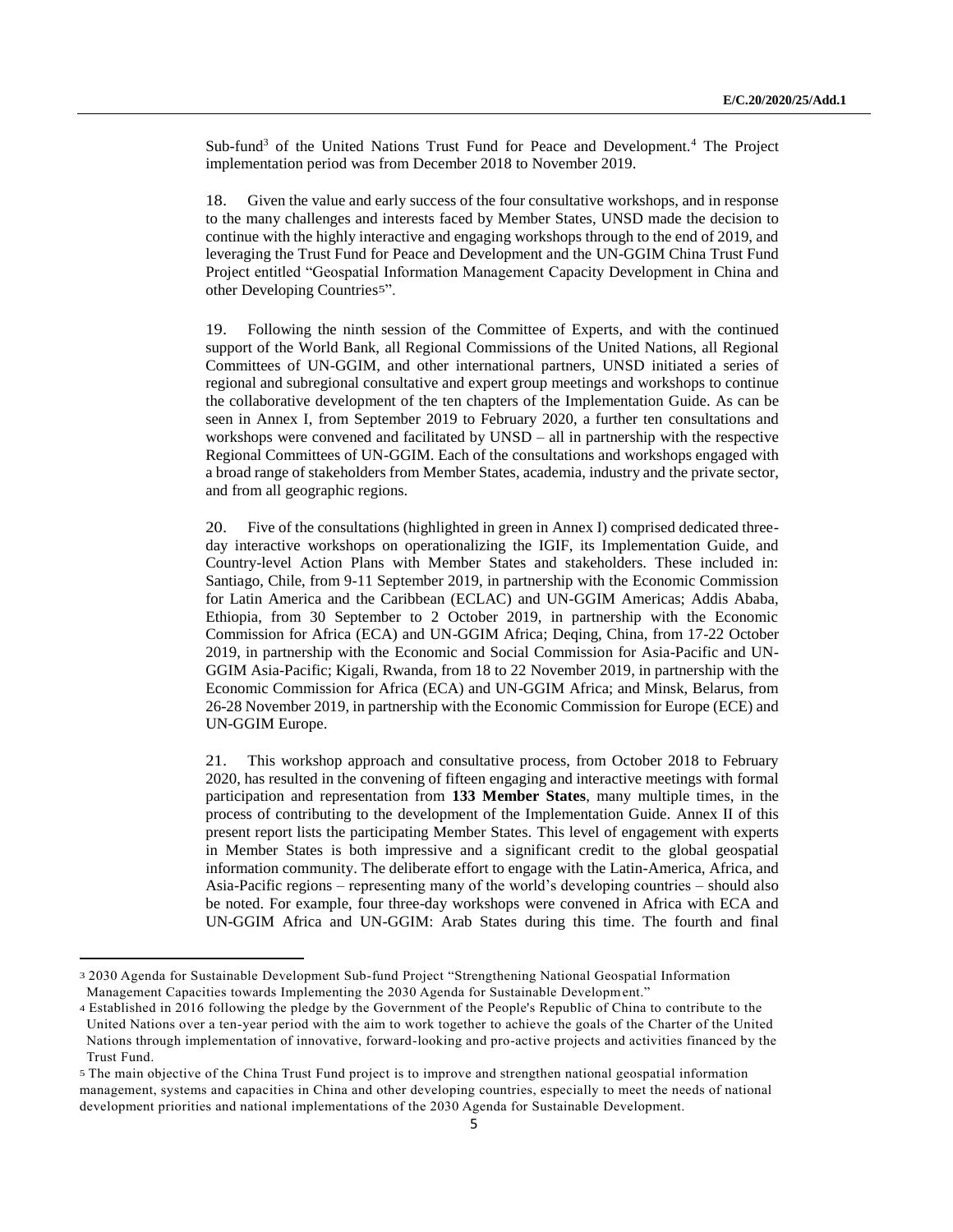Sub-fund[3] of the United Nations Trust Fund for Peace and Development.[4] The Project implementation period was from December 2018 to November 2019.

18. Given the value and early success of the four consultative workshops, and in response to the many challenges and interests faced by Member States, UNSD made the decision to continue with the highly interactive and engaging workshops through to the end of 2019, and leveraging the Trust Fund for Peace and Development and the UN-GGIM China Trust Fund Project entitled "Geospatial Information Management Capacity Development in China and other Developing Countries[5]".

19. Following the ninth session of the Committee of Experts, and with the continued support of the World Bank, all Regional Commissions of the United Nations, all Regional Committees of UN-GGIM, and other international partners, UNSD initiated a series of regional and subregional consultative and expert group meetings and workshops to continue the collaborative development of the ten chapters of the Implementation Guide. As can be seen in Annex I, from September 2019 to February 2020, a further ten consultations and workshops were convened and facilitated by UNSD – all in partnership with the respective Regional Committees of UN-GGIM. Each of the consultations and workshops engaged with a broad range of stakeholders from Member States, academia, industry and the private sector, and from all geographic regions.

20. Five of the consultations (highlighted in green in Annex I) comprised dedicated three-day interactive workshops on operationalizing the IGIF, its Implementation Guide, and Country-level Action Plans with Member States and stakeholders. These included in: Santiago, Chile, from 9-11 September 2019, in partnership with the Economic Commission for Latin America and the Caribbean (ECLAC) and UN-GGIM Americas; Addis Ababa, Ethiopia, from 30 September to 2 October 2019, in partnership with the Economic Commission for Africa (ECA) and UN-GGIM Africa; Deqing, China, from 17-22 October 2019, in partnership with the Economic and Social Commission for Asia-Pacific and UN-GGIM Asia-Pacific; Kigali, Rwanda, from 18 to 22 November 2019, in partnership with the Economic Commission for Africa (ECA) and UN-GGIM Africa; and Minsk, Belarus, from 26-28 November 2019, in partnership with the Economic Commission for Europe (ECE) and UN-GGIM Europe.

21. This workshop approach and consultative process, from October 2018 to February 2020, has resulted in the convening of fifteen engaging and interactive meetings with formal participation and representation from **133 Member States**, many multiple times, in the process of contributing to the development of the Implementation Guide. Annex II of this present report lists the participating Member States. This level of engagement with experts in Member States is both impressive and a significant credit to the global geospatial information community. The deliberate effort to engage with the Latin-America, Africa, and Asia-Pacific regions – representing many of the world's developing countries – should also be noted. For example, four three-day workshops were convened in Africa with ECA and UN-GGIM Africa and UN-GGIM: Arab States during this time. The fourth and final

---

[3] 2030 Agenda for Sustainable Development Sub-fund Project "Strengthening National Geospatial Information Management Capacities towards Implementing the 2030 Agenda for Sustainable Development."

[4] Established in 2016 following the pledge by the Government of the People's Republic of China to contribute to the United Nations over a ten-year period with the aim to work together to achieve the goals of the Charter of the United Nations through implementation of innovative, forward-looking and pro-active projects and activities financed by the Trust Fund.

[5] The main objective of the China Trust Fund project is to improve and strengthen national geospatial information management, systems and capacities in China and other developing countries, especially to meet the needs of national development priorities and national implementations of the 2030 Agenda for Sustainable Development.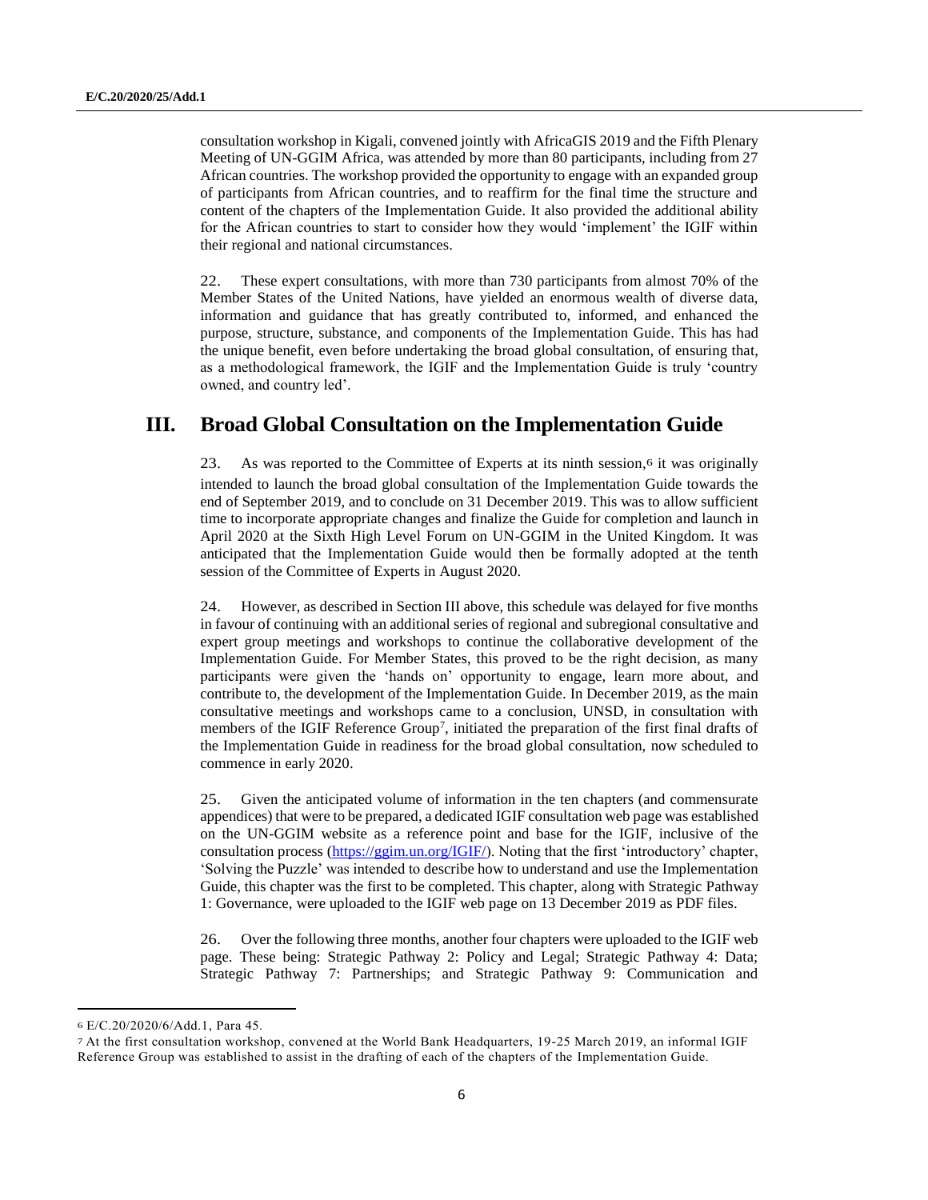consultation workshop in Kigali, convened jointly with AfricaGIS 2019 and the Fifth Plenary Meeting of UN-GGIM Africa, was attended by more than 80 participants, including from 27 African countries. The workshop provided the opportunity to engage with an expanded group of participants from African countries, and to reaffirm for the final time the structure and content of the chapters of the Implementation Guide. It also provided the additional ability for the African countries to start to consider how they would 'implement' the IGIF within their regional and national circumstances.

22. These expert consultations, with more than 730 participants from almost 70% of the Member States of the United Nations, have yielded an enormous wealth of diverse data, information and guidance that has greatly contributed to, informed, and enhanced the purpose, structure, substance, and components of the Implementation Guide. This has had the unique benefit, even before undertaking the broad global consultation, of ensuring that, as a methodological framework, the IGIF and the Implementation Guide is truly 'country owned, and country led'.

## III. Broad Global Consultation on the Implementation Guide

23. As was reported to the Committee of Experts at its ninth session,[6] it was originally intended to launch the broad global consultation of the Implementation Guide towards the end of September 2019, and to conclude on 31 December 2019. This was to allow sufficient time to incorporate appropriate changes and finalize the Guide for completion and launch in April 2020 at the Sixth High Level Forum on UN-GGIM in the United Kingdom. It was anticipated that the Implementation Guide would then be formally adopted at the tenth session of the Committee of Experts in August 2020.

24. However, as described in Section III above, this schedule was delayed for five months in favour of continuing with an additional series of regional and subregional consultative and expert group meetings and workshops to continue the collaborative development of the Implementation Guide. For Member States, this proved to be the right decision, as many participants were given the 'hands on' opportunity to engage, learn more about, and contribute to, the development of the Implementation Guide. In December 2019, as the main consultative meetings and workshops came to a conclusion, UNSD, in consultation with members of the IGIF Reference Group[7], initiated the preparation of the first final drafts of the Implementation Guide in readiness for the broad global consultation, now scheduled to commence in early 2020.

25. Given the anticipated volume of information in the ten chapters (and commensurate appendices) that were to be prepared, a dedicated IGIF consultation web page was established on the UN-GGIM website as a reference point and base for the IGIF, inclusive of the consultation process (https://ggim.un.org/IGIF/). Noting that the first 'introductory' chapter, 'Solving the Puzzle' was intended to describe how to understand and use the Implementation Guide, this chapter was the first to be completed. This chapter, along with Strategic Pathway 1: Governance, were uploaded to the IGIF web page on 13 December 2019 as PDF files.

26. Over the following three months, another four chapters were uploaded to the IGIF web page. These being: Strategic Pathway 2: Policy and Legal; Strategic Pathway 4: Data; Strategic Pathway 7: Partnerships; and Strategic Pathway 9: Communication and

---

[6] E/C.20/2020/6/Add.1, Para 45.

[7] At the first consultation workshop, convened at the World Bank Headquarters, 19-25 March 2019, an informal IGIF Reference Group was established to assist in the drafting of each of the chapters of the Implementation Guide.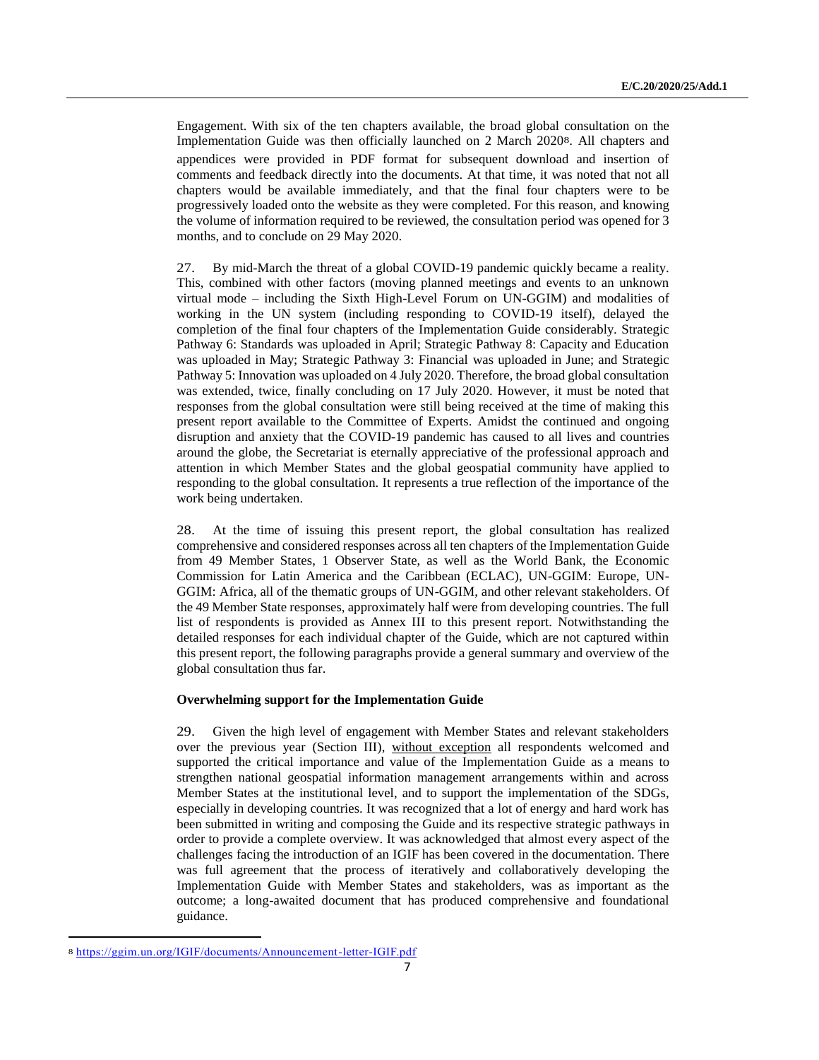Engagement. With six of the ten chapters available, the broad global consultation on the Implementation Guide was then officially launched on 2 March 2020[8]. All chapters and appendices were provided in PDF format for subsequent download and insertion of comments and feedback directly into the documents. At that time, it was noted that not all chapters would be available immediately, and that the final four chapters were to be progressively loaded onto the website as they were completed. For this reason, and knowing the volume of information required to be reviewed, the consultation period was opened for 3 months, and to conclude on 29 May 2020.

27. By mid-March the threat of a global COVID-19 pandemic quickly became a reality. This, combined with other factors (moving planned meetings and events to an unknown virtual mode – including the Sixth High-Level Forum on UN-GGIM) and modalities of working in the UN system (including responding to COVID-19 itself), delayed the completion of the final four chapters of the Implementation Guide considerably. Strategic Pathway 6: Standards was uploaded in April; Strategic Pathway 8: Capacity and Education was uploaded in May; Strategic Pathway 3: Financial was uploaded in June; and Strategic Pathway 5: Innovation was uploaded on 4 July 2020. Therefore, the broad global consultation was extended, twice, finally concluding on 17 July 2020. However, it must be noted that responses from the global consultation were still being received at the time of making this present report available to the Committee of Experts. Amidst the continued and ongoing disruption and anxiety that the COVID-19 pandemic has caused to all lives and countries around the globe, the Secretariat is eternally appreciative of the professional approach and attention in which Member States and the global geospatial community have applied to responding to the global consultation. It represents a true reflection of the importance of the work being undertaken.

28. At the time of issuing this present report, the global consultation has realized comprehensive and considered responses across all ten chapters of the Implementation Guide from 49 Member States, 1 Observer State, as well as the World Bank, the Economic Commission for Latin America and the Caribbean (ECLAC), UN-GGIM: Europe, UN-GGIM: Africa, all of the thematic groups of UN-GGIM, and other relevant stakeholders. Of the 49 Member State responses, approximately half were from developing countries. The full list of respondents is provided as Annex III to this present report. Notwithstanding the detailed responses for each individual chapter of the Guide, which are not captured within this present report, the following paragraphs provide a general summary and overview of the global consultation thus far.

**Overwhelming support for the Implementation Guide**

29. Given the high level of engagement with Member States and relevant stakeholders over the previous year (Section III), without exception all respondents welcomed and supported the critical importance and value of the Implementation Guide as a means to strengthen national geospatial information management arrangements within and across Member States at the institutional level, and to support the implementation of the SDGs, especially in developing countries. It was recognized that a lot of energy and hard work has been submitted in writing and composing the Guide and its respective strategic pathways in order to provide a complete overview. It was acknowledged that almost every aspect of the challenges facing the introduction of an IGIF has been covered in the documentation. There was full agreement that the process of iteratively and collaboratively developing the Implementation Guide with Member States and stakeholders, was as important as the outcome; a long-awaited document that has produced comprehensive and foundational guidance.

[8] https://ggim.un.org/IGIF/documents/Announcement-letter-IGIF.pdf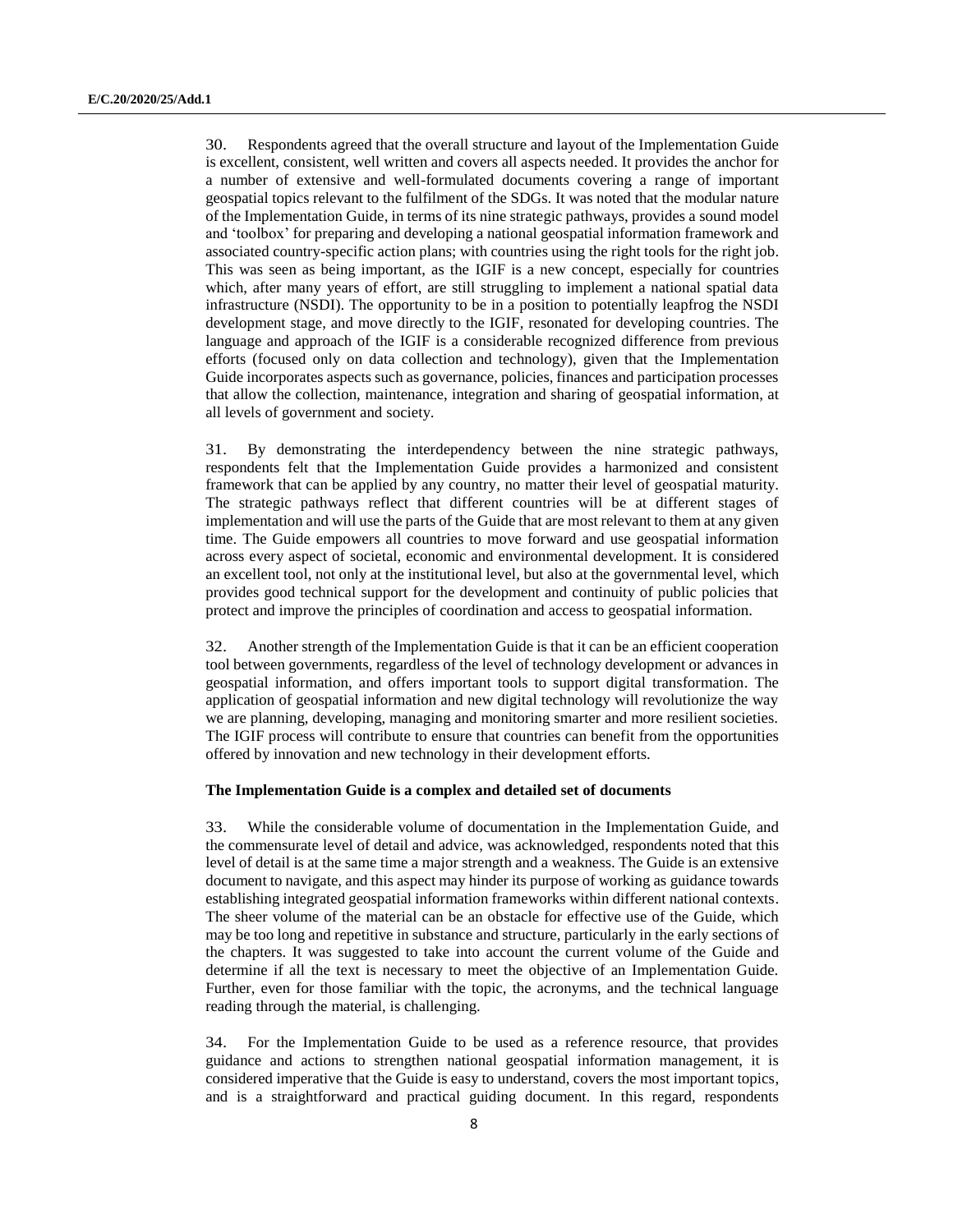30. Respondents agreed that the overall structure and layout of the Implementation Guide is excellent, consistent, well written and covers all aspects needed. It provides the anchor for a number of extensive and well-formulated documents covering a range of important geospatial topics relevant to the fulfilment of the SDGs. It was noted that the modular nature of the Implementation Guide, in terms of its nine strategic pathways, provides a sound model and 'toolbox' for preparing and developing a national geospatial information framework and associated country-specific action plans; with countries using the right tools for the right job. This was seen as being important, as the IGIF is a new concept, especially for countries which, after many years of effort, are still struggling to implement a national spatial data infrastructure (NSDI). The opportunity to be in a position to potentially leapfrog the NSDI development stage, and move directly to the IGIF, resonated for developing countries. The language and approach of the IGIF is a considerable recognized difference from previous efforts (focused only on data collection and technology), given that the Implementation Guide incorporates aspects such as governance, policies, finances and participation processes that allow the collection, maintenance, integration and sharing of geospatial information, at all levels of government and society.

31. By demonstrating the interdependency between the nine strategic pathways, respondents felt that the Implementation Guide provides a harmonized and consistent framework that can be applied by any country, no matter their level of geospatial maturity. The strategic pathways reflect that different countries will be at different stages of implementation and will use the parts of the Guide that are most relevant to them at any given time. The Guide empowers all countries to move forward and use geospatial information across every aspect of societal, economic and environmental development. It is considered an excellent tool, not only at the institutional level, but also at the governmental level, which provides good technical support for the development and continuity of public policies that protect and improve the principles of coordination and access to geospatial information.

32. Another strength of the Implementation Guide is that it can be an efficient cooperation tool between governments, regardless of the level of technology development or advances in geospatial information, and offers important tools to support digital transformation. The application of geospatial information and new digital technology will revolutionize the way we are planning, developing, managing and monitoring smarter and more resilient societies. The IGIF process will contribute to ensure that countries can benefit from the opportunities offered by innovation and new technology in their development efforts.

**The Implementation Guide is a complex and detailed set of documents**

33. While the considerable volume of documentation in the Implementation Guide, and the commensurate level of detail and advice, was acknowledged, respondents noted that this level of detail is at the same time a major strength and a weakness. The Guide is an extensive document to navigate, and this aspect may hinder its purpose of working as guidance towards establishing integrated geospatial information frameworks within different national contexts. The sheer volume of the material can be an obstacle for effective use of the Guide, which may be too long and repetitive in substance and structure, particularly in the early sections of the chapters. It was suggested to take into account the current volume of the Guide and determine if all the text is necessary to meet the objective of an Implementation Guide. Further, even for those familiar with the topic, the acronyms, and the technical language reading through the material, is challenging.

34. For the Implementation Guide to be used as a reference resource, that provides guidance and actions to strengthen national geospatial information management, it is considered imperative that the Guide is easy to understand, covers the most important topics, and is a straightforward and practical guiding document. In this regard, respondents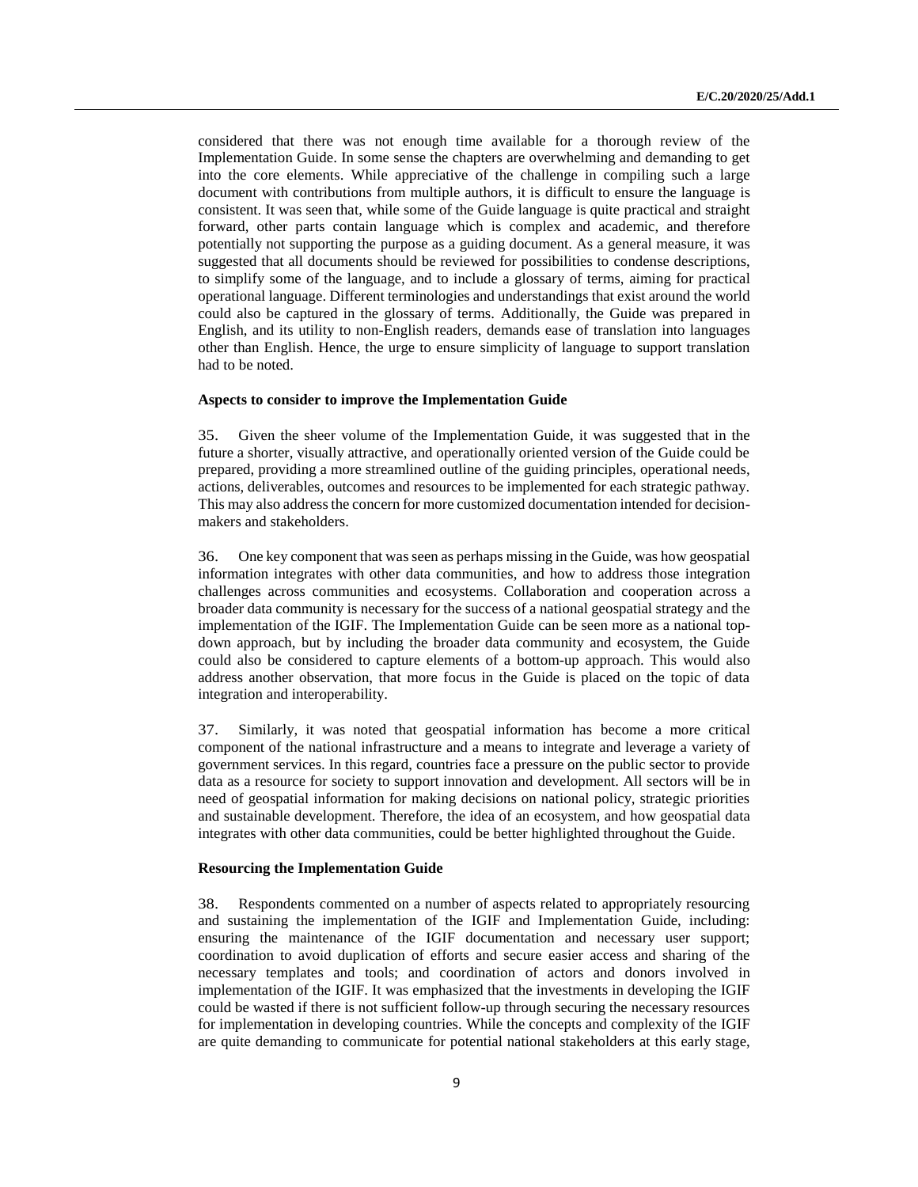considered that there was not enough time available for a thorough review of the Implementation Guide. In some sense the chapters are overwhelming and demanding to get into the core elements. While appreciative of the challenge in compiling such a large document with contributions from multiple authors, it is difficult to ensure the language is consistent. It was seen that, while some of the Guide language is quite practical and straight forward, other parts contain language which is complex and academic, and therefore potentially not supporting the purpose as a guiding document. As a general measure, it was suggested that all documents should be reviewed for possibilities to condense descriptions, to simplify some of the language, and to include a glossary of terms, aiming for practical operational language. Different terminologies and understandings that exist around the world could also be captured in the glossary of terms. Additionally, the Guide was prepared in English, and its utility to non-English readers, demands ease of translation into languages other than English. Hence, the urge to ensure simplicity of language to support translation had to be noted.

**Aspects to consider to improve the Implementation Guide**

35. Given the sheer volume of the Implementation Guide, it was suggested that in the future a shorter, visually attractive, and operationally oriented version of the Guide could be prepared, providing a more streamlined outline of the guiding principles, operational needs, actions, deliverables, outcomes and resources to be implemented for each strategic pathway. This may also address the concern for more customized documentation intended for decision-makers and stakeholders.

36. One key component that was seen as perhaps missing in the Guide, was how geospatial information integrates with other data communities, and how to address those integration challenges across communities and ecosystems. Collaboration and cooperation across a broader data community is necessary for the success of a national geospatial strategy and the implementation of the IGIF. The Implementation Guide can be seen more as a national top-down approach, but by including the broader data community and ecosystem, the Guide could also be considered to capture elements of a bottom-up approach. This would also address another observation, that more focus in the Guide is placed on the topic of data integration and interoperability.

37. Similarly, it was noted that geospatial information has become a more critical component of the national infrastructure and a means to integrate and leverage a variety of government services. In this regard, countries face a pressure on the public sector to provide data as a resource for society to support innovation and development. All sectors will be in need of geospatial information for making decisions on national policy, strategic priorities and sustainable development. Therefore, the idea of an ecosystem, and how geospatial data integrates with other data communities, could be better highlighted throughout the Guide.

**Resourcing the Implementation Guide**

38. Respondents commented on a number of aspects related to appropriately resourcing and sustaining the implementation of the IGIF and Implementation Guide, including: ensuring the maintenance of the IGIF documentation and necessary user support; coordination to avoid duplication of efforts and secure easier access and sharing of the necessary templates and tools; and coordination of actors and donors involved in implementation of the IGIF. It was emphasized that the investments in developing the IGIF could be wasted if there is not sufficient follow-up through securing the necessary resources for implementation in developing countries. While the concepts and complexity of the IGIF are quite demanding to communicate for potential national stakeholders at this early stage,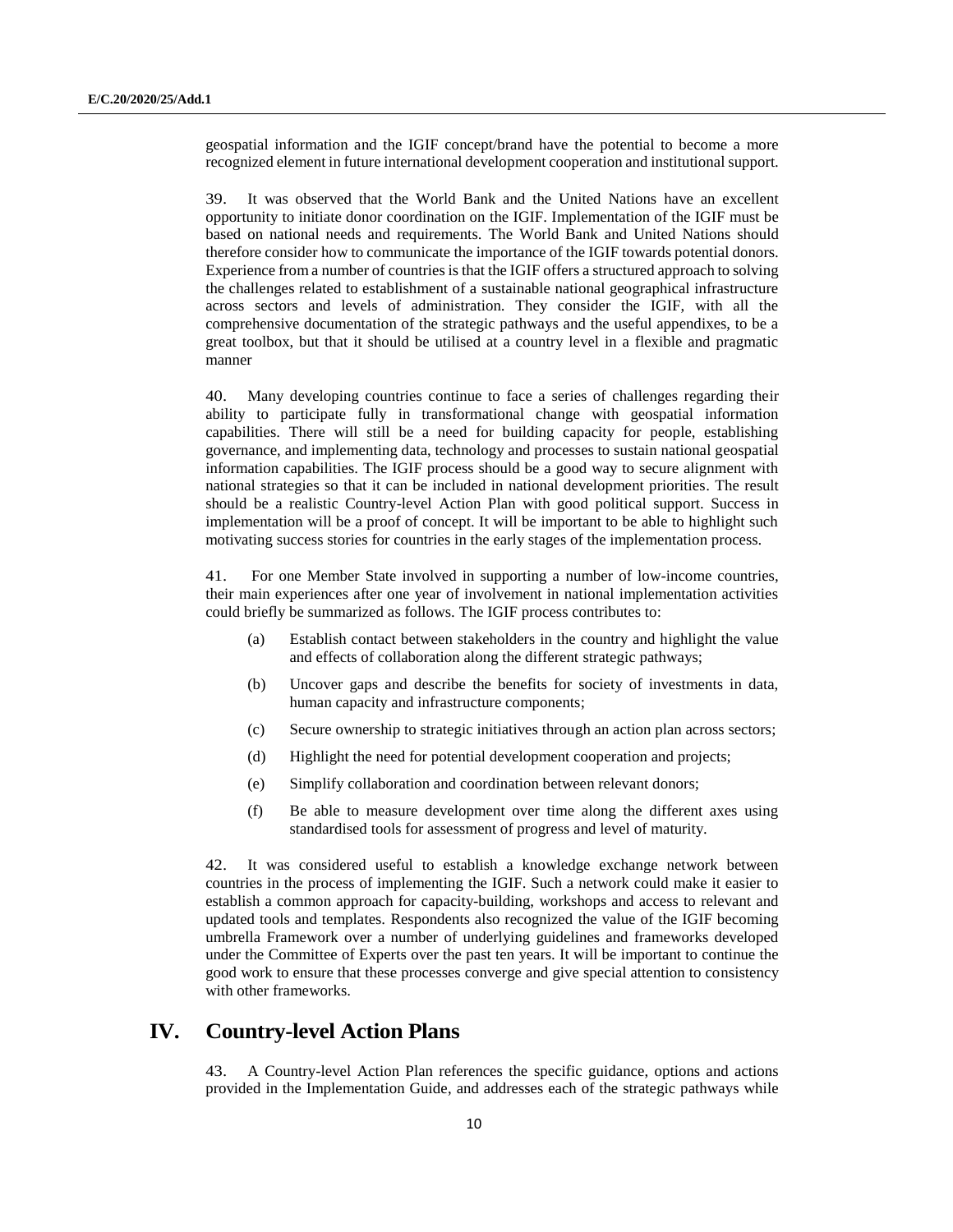geospatial information and the IGIF concept/brand have the potential to become a more recognized element in future international development cooperation and institutional support.

39. It was observed that the World Bank and the United Nations have an excellent opportunity to initiate donor coordination on the IGIF. Implementation of the IGIF must be based on national needs and requirements. The World Bank and United Nations should therefore consider how to communicate the importance of the IGIF towards potential donors. Experience from a number of countries is that the IGIF offers a structured approach to solving the challenges related to establishment of a sustainable national geographical infrastructure across sectors and levels of administration. They consider the IGIF, with all the comprehensive documentation of the strategic pathways and the useful appendixes, to be a great toolbox, but that it should be utilised at a country level in a flexible and pragmatic manner

40. Many developing countries continue to face a series of challenges regarding their ability to participate fully in transformational change with geospatial information capabilities. There will still be a need for building capacity for people, establishing governance, and implementing data, technology and processes to sustain national geospatial information capabilities. The IGIF process should be a good way to secure alignment with national strategies so that it can be included in national development priorities. The result should be a realistic Country-level Action Plan with good political support. Success in implementation will be a proof of concept. It will be important to be able to highlight such motivating success stories for countries in the early stages of the implementation process.

41. For one Member State involved in supporting a number of low-income countries, their main experiences after one year of involvement in national implementation activities could briefly be summarized as follows. The IGIF process contributes to:

(a) Establish contact between stakeholders in the country and highlight the value and effects of collaboration along the different strategic pathways;

(b) Uncover gaps and describe the benefits for society of investments in data, human capacity and infrastructure components;

(c) Secure ownership to strategic initiatives through an action plan across sectors;

(d) Highlight the need for potential development cooperation and projects;

(e) Simplify collaboration and coordination between relevant donors;

(f) Be able to measure development over time along the different axes using standardised tools for assessment of progress and level of maturity.

42. It was considered useful to establish a knowledge exchange network between countries in the process of implementing the IGIF. Such a network could make it easier to establish a common approach for capacity-building, workshops and access to relevant and updated tools and templates. Respondents also recognized the value of the IGIF becoming umbrella Framework over a number of underlying guidelines and frameworks developed under the Committee of Experts over the past ten years. It will be important to continue the good work to ensure that these processes converge and give special attention to consistency with other frameworks.

## IV. Country-level Action Plans

43. A Country-level Action Plan references the specific guidance, options and actions provided in the Implementation Guide, and addresses each of the strategic pathways while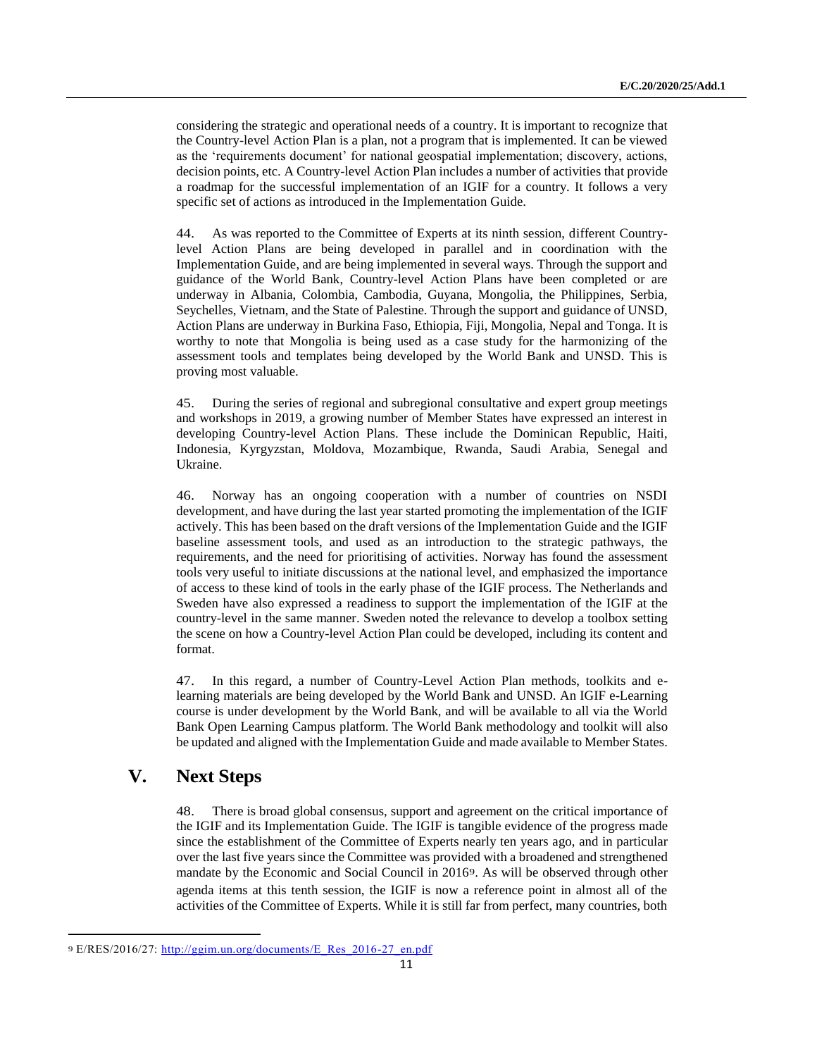considering the strategic and operational needs of a country. It is important to recognize that the Country-level Action Plan is a plan, not a program that is implemented. It can be viewed as the 'requirements document' for national geospatial implementation; discovery, actions, decision points, etc. A Country-level Action Plan includes a number of activities that provide a roadmap for the successful implementation of an IGIF for a country. It follows a very specific set of actions as introduced in the Implementation Guide.

44. As was reported to the Committee of Experts at its ninth session, different Country-level Action Plans are being developed in parallel and in coordination with the Implementation Guide, and are being implemented in several ways. Through the support and guidance of the World Bank, Country-level Action Plans have been completed or are underway in Albania, Colombia, Cambodia, Guyana, Mongolia, the Philippines, Serbia, Seychelles, Vietnam, and the State of Palestine. Through the support and guidance of UNSD, Action Plans are underway in Burkina Faso, Ethiopia, Fiji, Mongolia, Nepal and Tonga. It is worthy to note that Mongolia is being used as a case study for the harmonizing of the assessment tools and templates being developed by the World Bank and UNSD. This is proving most valuable.

45. During the series of regional and subregional consultative and expert group meetings and workshops in 2019, a growing number of Member States have expressed an interest in developing Country-level Action Plans. These include the Dominican Republic, Haiti, Indonesia, Kyrgyzstan, Moldova, Mozambique, Rwanda, Saudi Arabia, Senegal and Ukraine.

46. Norway has an ongoing cooperation with a number of countries on NSDI development, and have during the last year started promoting the implementation of the IGIF actively. This has been based on the draft versions of the Implementation Guide and the IGIF baseline assessment tools, and used as an introduction to the strategic pathways, the requirements, and the need for prioritising of activities. Norway has found the assessment tools very useful to initiate discussions at the national level, and emphasized the importance of access to these kind of tools in the early phase of the IGIF process. The Netherlands and Sweden have also expressed a readiness to support the implementation of the IGIF at the country-level in the same manner. Sweden noted the relevance to develop a toolbox setting the scene on how a Country-level Action Plan could be developed, including its content and format.

47. In this regard, a number of Country-Level Action Plan methods, toolkits and e-learning materials are being developed by the World Bank and UNSD. An IGIF e-Learning course is under development by the World Bank, and will be available to all via the World Bank Open Learning Campus platform. The World Bank methodology and toolkit will also be updated and aligned with the Implementation Guide and made available to Member States.

# V. Next Steps

48. There is broad global consensus, support and agreement on the critical importance of the IGIF and its Implementation Guide. The IGIF is tangible evidence of the progress made since the establishment of the Committee of Experts nearly ten years ago, and in particular over the last five years since the Committee was provided with a broadened and strengthened mandate by the Economic and Social Council in 2016[9]. As will be observed through other agenda items at this tenth session, the IGIF is now a reference point in almost all of the activities of the Committee of Experts. While it is still far from perfect, many countries, both

[9] E/RES/2016/27: http://ggim.un.org/documents/E_Res_2016-27_en.pdf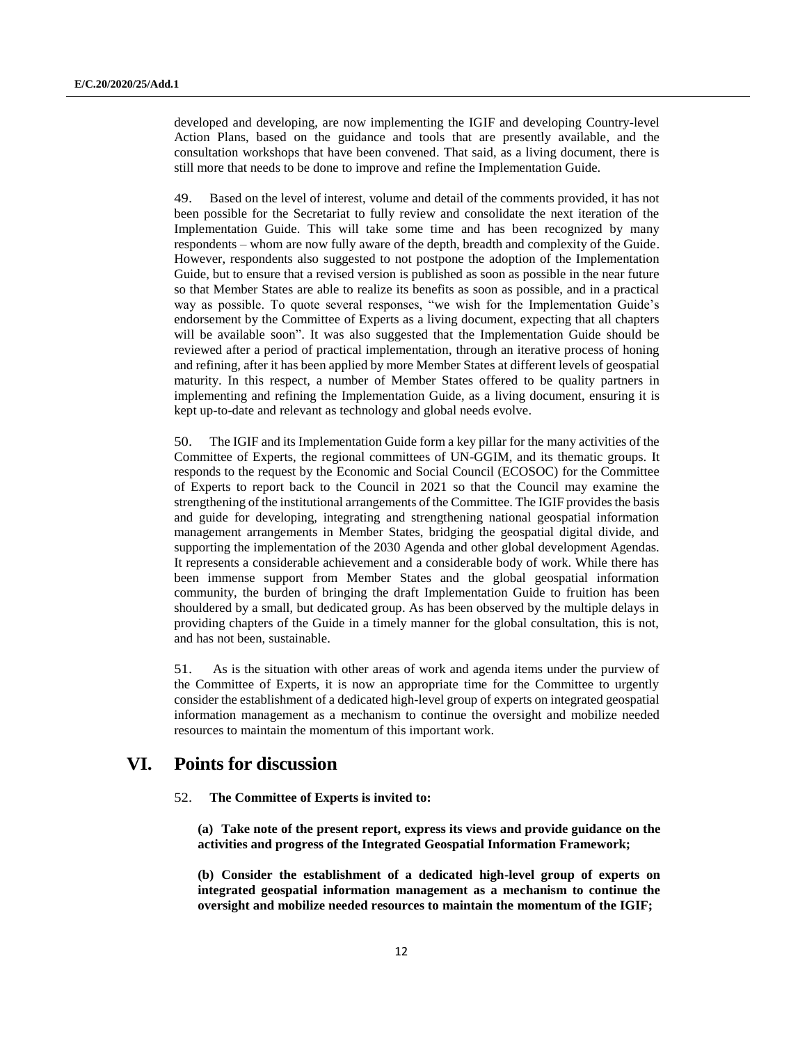developed and developing, are now implementing the IGIF and developing Country-level Action Plans, based on the guidance and tools that are presently available, and the consultation workshops that have been convened. That said, as a living document, there is still more that needs to be done to improve and refine the Implementation Guide.

49. Based on the level of interest, volume and detail of the comments provided, it has not been possible for the Secretariat to fully review and consolidate the next iteration of the Implementation Guide. This will take some time and has been recognized by many respondents – whom are now fully aware of the depth, breadth and complexity of the Guide. However, respondents also suggested to not postpone the adoption of the Implementation Guide, but to ensure that a revised version is published as soon as possible in the near future so that Member States are able to realize its benefits as soon as possible, and in a practical way as possible. To quote several responses, "we wish for the Implementation Guide's endorsement by the Committee of Experts as a living document, expecting that all chapters will be available soon". It was also suggested that the Implementation Guide should be reviewed after a period of practical implementation, through an iterative process of honing and refining, after it has been applied by more Member States at different levels of geospatial maturity. In this respect, a number of Member States offered to be quality partners in implementing and refining the Implementation Guide, as a living document, ensuring it is kept up-to-date and relevant as technology and global needs evolve.

50. The IGIF and its Implementation Guide form a key pillar for the many activities of the Committee of Experts, the regional committees of UN-GGIM, and its thematic groups. It responds to the request by the Economic and Social Council (ECOSOC) for the Committee of Experts to report back to the Council in 2021 so that the Council may examine the strengthening of the institutional arrangements of the Committee. The IGIF provides the basis and guide for developing, integrating and strengthening national geospatial information management arrangements in Member States, bridging the geospatial digital divide, and supporting the implementation of the 2030 Agenda and other global development Agendas. It represents a considerable achievement and a considerable body of work. While there has been immense support from Member States and the global geospatial information community, the burden of bringing the draft Implementation Guide to fruition has been shouldered by a small, but dedicated group. As has been observed by the multiple delays in providing chapters of the Guide in a timely manner for the global consultation, this is not, and has not been, sustainable.

51. As is the situation with other areas of work and agenda items under the purview of the Committee of Experts, it is now an appropriate time for the Committee to urgently consider the establishment of a dedicated high-level group of experts on integrated geospatial information management as a mechanism to continue the oversight and mobilize needed resources to maintain the momentum of this important work.

# VI. Points for discussion

52. **The Committee of Experts is invited to:**

**(a) Take note of the present report, express its views and provide guidance on the activities and progress of the Integrated Geospatial Information Framework;**

**(b) Consider the establishment of a dedicated high-level group of experts on integrated geospatial information management as a mechanism to continue the oversight and mobilize needed resources to maintain the momentum of the IGIF;**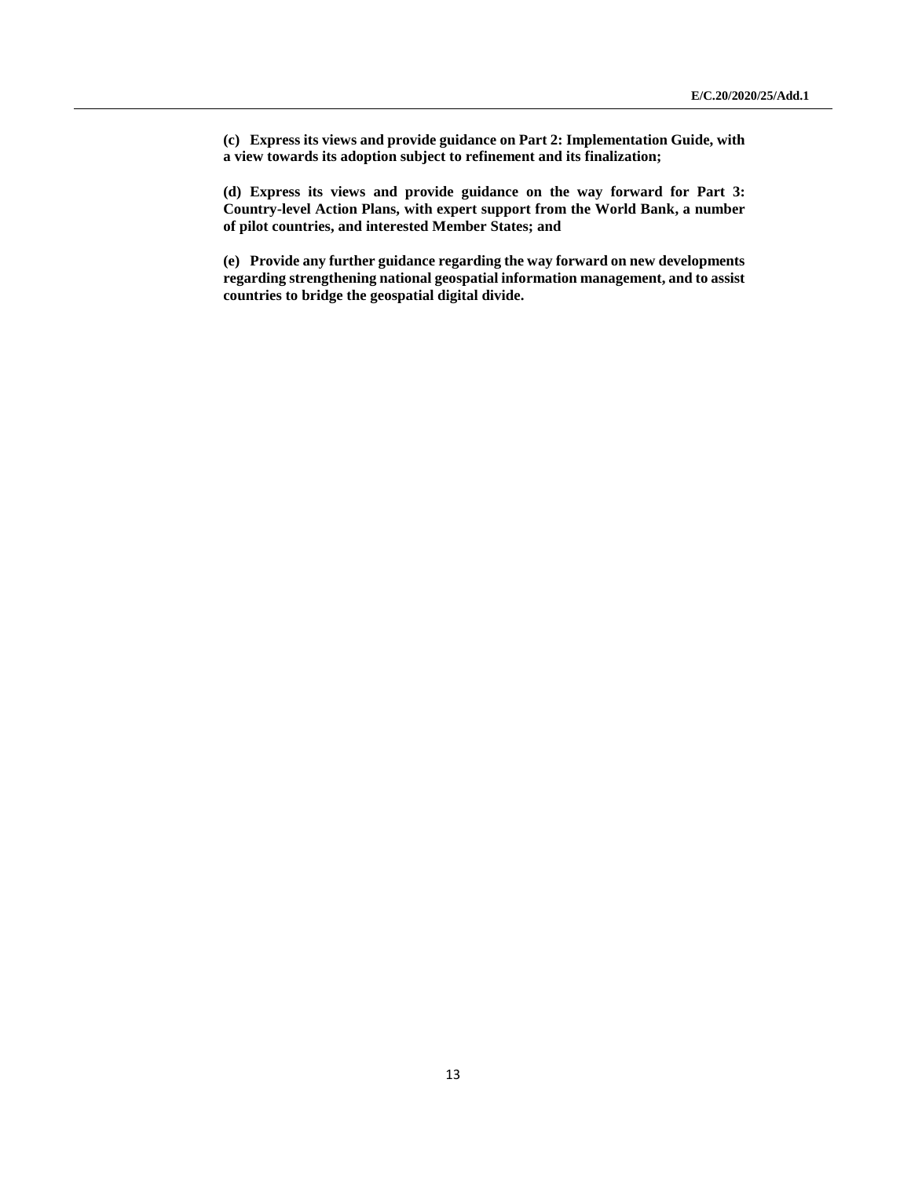**(c) Express its views and provide guidance on Part 2: Implementation Guide, with a view towards its adoption subject to refinement and its finalization;**

**(d) Express its views and provide guidance on the way forward for Part 3: Country-level Action Plans, with expert support from the World Bank, a number of pilot countries, and interested Member States; and**

**(e) Provide any further guidance regarding the way forward on new developments regarding strengthening national geospatial information management, and to assist countries to bridge the geospatial digital divide.**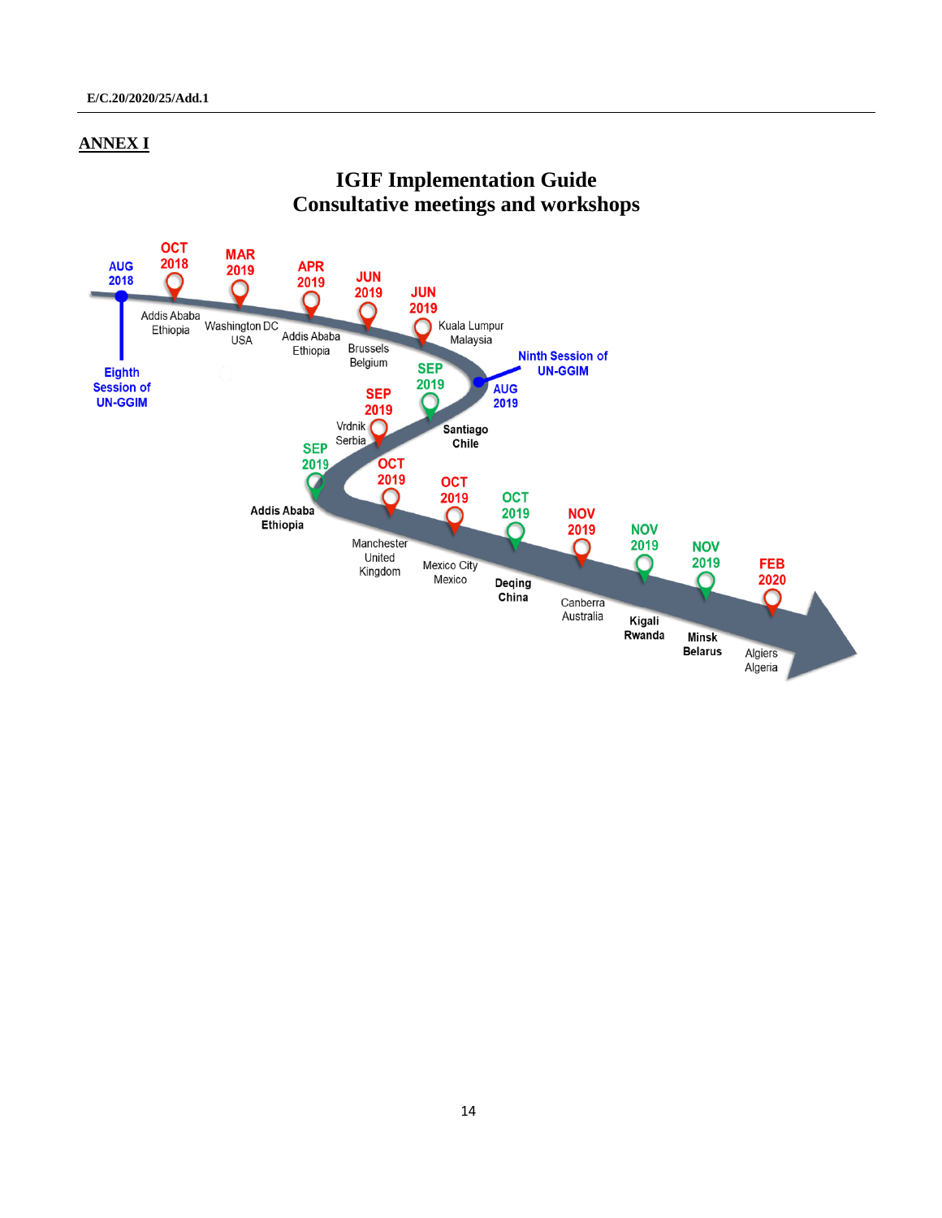## ANNEX I

# IGIF Implementation Guide
# Consultative meetings and workshops

AUG 2018
Eighth Session of UN-GGIM

OCT 2018
Addis Ababa Ethiopia

MAR 2019
Washington DC USA

APR 2019
Addis Ababa Ethiopia

JUN 2019
Brussels Belgium

JUN 2019
Kuala Lumpur Malaysia

AUG 2019
Ninth Session of UN-GGIM

SEP 2019
Santiago Chile

SEP 2019
Vrdnik Serbia

SEP 2019
Addis Ababa Ethiopia

OCT 2019
Manchester United Kingdom

OCT 2019
Mexico City Mexico

OCT 2019
Deqing China

NOV 2019
Canberra Australia

NOV 2019
Kigali Rwanda

NOV 2019
Minsk Belarus

FEB 2020
Algiers Algeria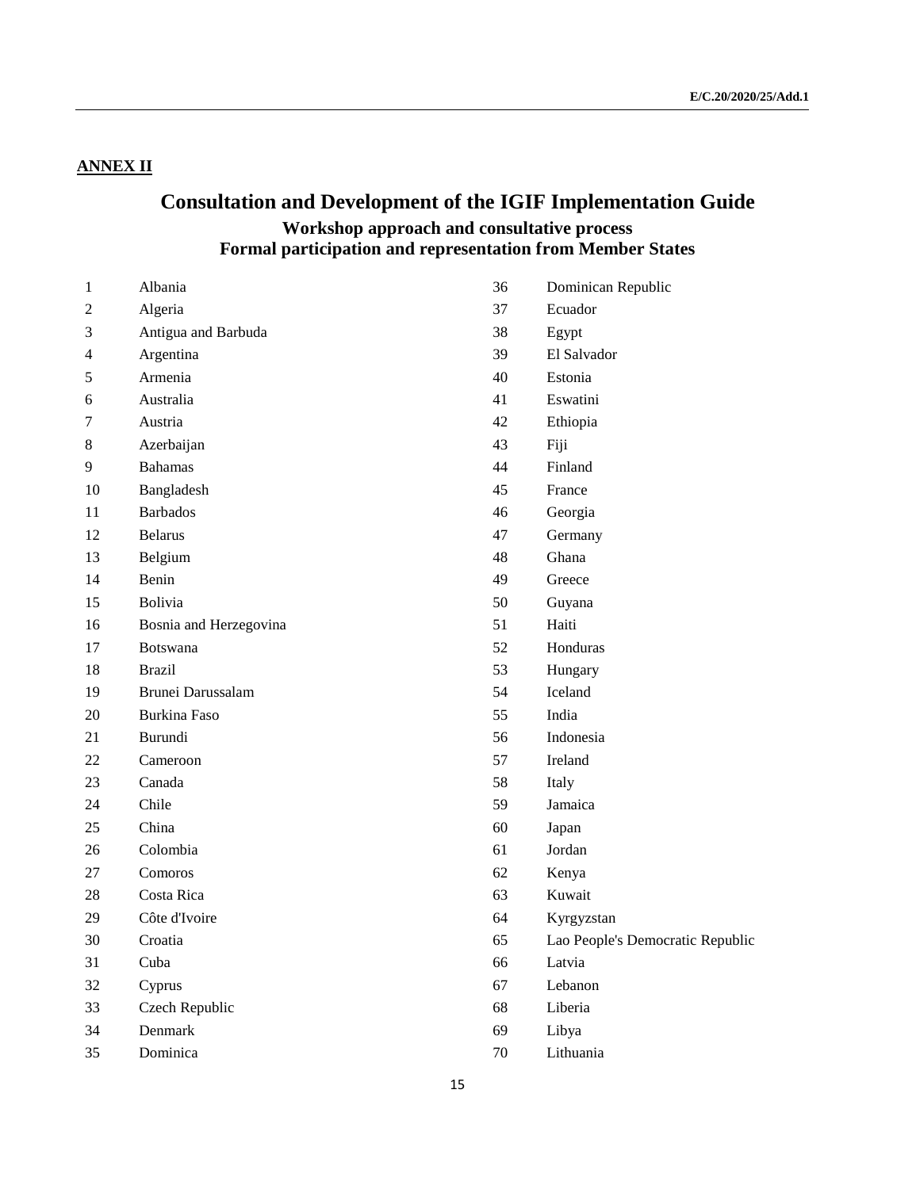**ANNEX II**

# Consultation and Development of the IGIF Implementation Guide

## Workshop approach and consultative process
## Formal participation and representation from Member States

| | | | |
|---|---|---|---|
| 1 | Albania | 36 | Dominican Republic |
| 2 | Algeria | 37 | Ecuador |
| 3 | Antigua and Barbuda | 38 | Egypt |
| 4 | Argentina | 39 | El Salvador |
| 5 | Armenia | 40 | Estonia |
| 6 | Australia | 41 | Eswatini |
| 7 | Austria | 42 | Ethiopia |
| 8 | Azerbaijan | 43 | Fiji |
| 9 | Bahamas | 44 | Finland |
| 10 | Bangladesh | 45 | France |
| 11 | Barbados | 46 | Georgia |
| 12 | Belarus | 47 | Germany |
| 13 | Belgium | 48 | Ghana |
| 14 | Benin | 49 | Greece |
| 15 | Bolivia | 50 | Guyana |
| 16 | Bosnia and Herzegovina | 51 | Haiti |
| 17 | Botswana | 52 | Honduras |
| 18 | Brazil | 53 | Hungary |
| 19 | Brunei Darussalam | 54 | Iceland |
| 20 | Burkina Faso | 55 | India |
| 21 | Burundi | 56 | Indonesia |
| 22 | Cameroon | 57 | Ireland |
| 23 | Canada | 58 | Italy |
| 24 | Chile | 59 | Jamaica |
| 25 | China | 60 | Japan |
| 26 | Colombia | 61 | Jordan |
| 27 | Comoros | 62 | Kenya |
| 28 | Costa Rica | 63 | Kuwait |
| 29 | Côte d'Ivoire | 64 | Kyrgyzstan |
| 30 | Croatia | 65 | Lao People's Democratic Republic |
| 31 | Cuba | 66 | Latvia |
| 32 | Cyprus | 67 | Lebanon |
| 33 | Czech Republic | 68 | Liberia |
| 34 | Denmark | 69 | Libya |
| 35 | Dominica | 70 | Lithuania |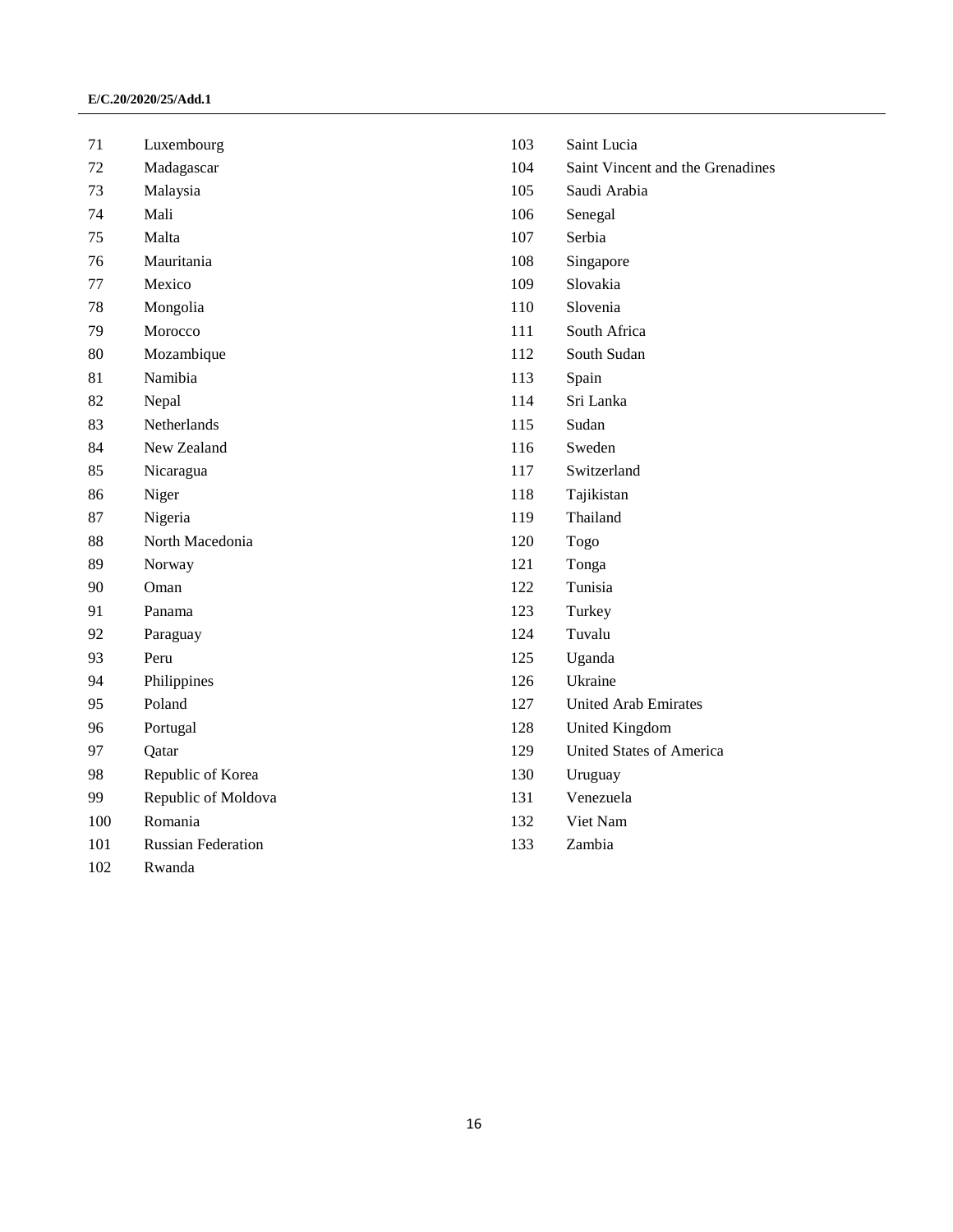| | |
|---|---|
| 71 | Luxembourg |
| 72 | Madagascar |
| 73 | Malaysia |
| 74 | Mali |
| 75 | Malta |
| 76 | Mauritania |
| 77 | Mexico |
| 78 | Mongolia |
| 79 | Morocco |
| 80 | Mozambique |
| 81 | Namibia |
| 82 | Nepal |
| 83 | Netherlands |
| 84 | New Zealand |
| 85 | Nicaragua |
| 86 | Niger |
| 87 | Nigeria |
| 88 | North Macedonia |
| 89 | Norway |
| 90 | Oman |
| 91 | Panama |
| 92 | Paraguay |
| 93 | Peru |
| 94 | Philippines |
| 95 | Poland |
| 96 | Portugal |
| 97 | Qatar |
| 98 | Republic of Korea |
| 99 | Republic of Moldova |
| 100 | Romania |
| 101 | Russian Federation |
| 102 | Rwanda |
| 103 | Saint Lucia |
| 104 | Saint Vincent and the Grenadines |
| 105 | Saudi Arabia |
| 106 | Senegal |
| 107 | Serbia |
| 108 | Singapore |
| 109 | Slovakia |
| 110 | Slovenia |
| 111 | South Africa |
| 112 | South Sudan |
| 113 | Spain |
| 114 | Sri Lanka |
| 115 | Sudan |
| 116 | Sweden |
| 117 | Switzerland |
| 118 | Tajikistan |
| 119 | Thailand |
| 120 | Togo |
| 121 | Tonga |
| 122 | Tunisia |
| 123 | Turkey |
| 124 | Tuvalu |
| 125 | Uganda |
| 126 | Ukraine |
| 127 | United Arab Emirates |
| 128 | United Kingdom |
| 129 | United States of America |
| 130 | Uruguay |
| 131 | Venezuela |
| 132 | Viet Nam |
| 133 | Zambia |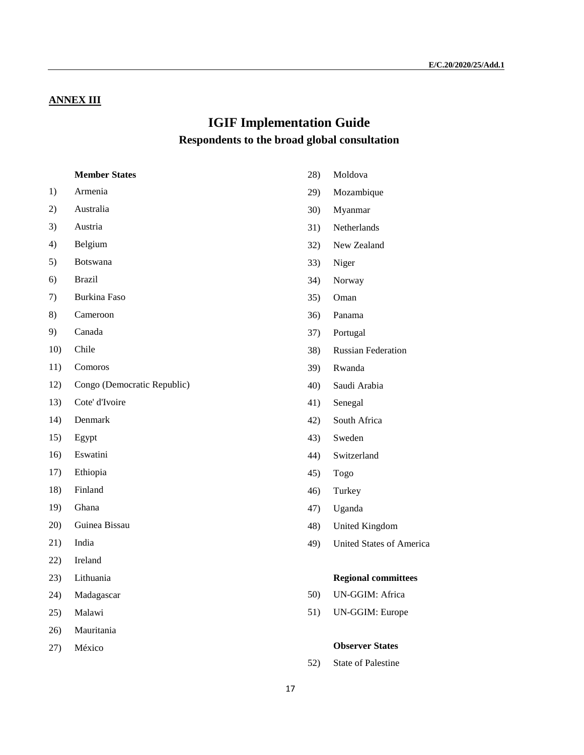**ANNEX III**

# IGIF Implementation Guide

## Respondents to the broad global consultation

**Member States**

1) Armenia
2) Australia
3) Austria
4) Belgium
5) Botswana
6) Brazil
7) Burkina Faso
8) Cameroon
9) Canada
10) Chile
11) Comoros
12) Congo (Democratic Republic)
13) Cote' d'Ivoire
14) Denmark
15) Egypt
16) Eswatini
17) Ethiopia
18) Finland
19) Ghana
20) Guinea Bissau
21) India
22) Ireland
23) Lithuania
24) Madagascar
25) Malawi
26) Mauritania
27) México
28) Moldova
29) Mozambique
30) Myanmar
31) Netherlands
32) New Zealand
33) Niger
34) Norway
35) Oman
36) Panama
37) Portugal
38) Russian Federation
39) Rwanda
40) Saudi Arabia
41) Senegal
42) South Africa
43) Sweden
44) Switzerland
45) Togo
46) Turkey
47) Uganda
48) United Kingdom
49) United States of America

**Regional committees**

50) UN-GGIM: Africa
51) UN-GGIM: Europe

**Observer States**

52) State of Palestine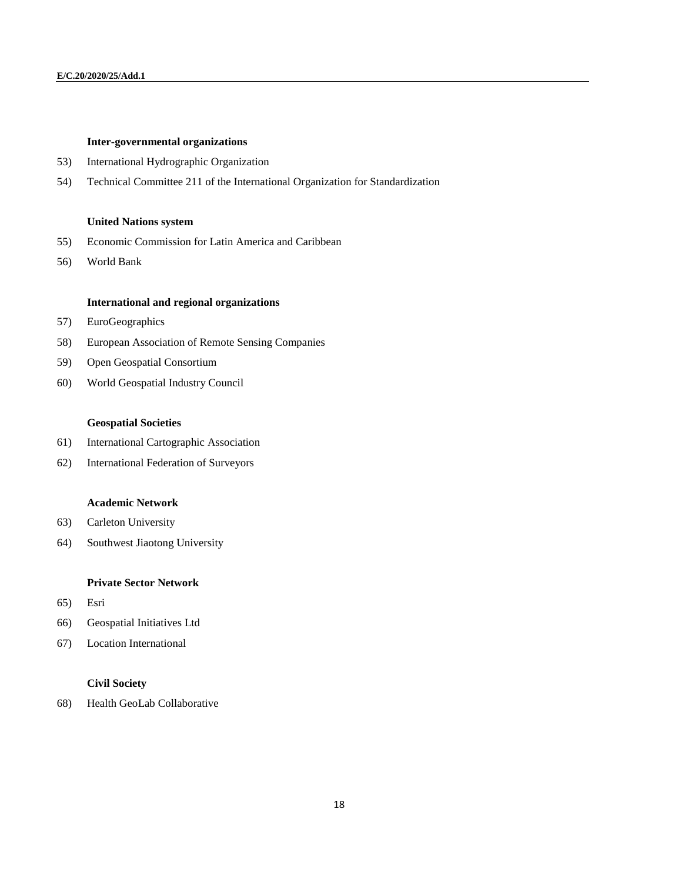**Inter-governmental organizations**

53) International Hydrographic Organization

54) Technical Committee 211 of the International Organization for Standardization

**United Nations system**

55) Economic Commission for Latin America and Caribbean

56) World Bank

**International and regional organizations**

57) EuroGeographics

58) European Association of Remote Sensing Companies

59) Open Geospatial Consortium

60) World Geospatial Industry Council

**Geospatial Societies**

61) International Cartographic Association

62) International Federation of Surveyors

**Academic Network**

63) Carleton University

64) Southwest Jiaotong University

**Private Sector Network**

65) Esri

66) Geospatial Initiatives Ltd

67) Location International

**Civil Society**

68) Health GeoLab Collaborative